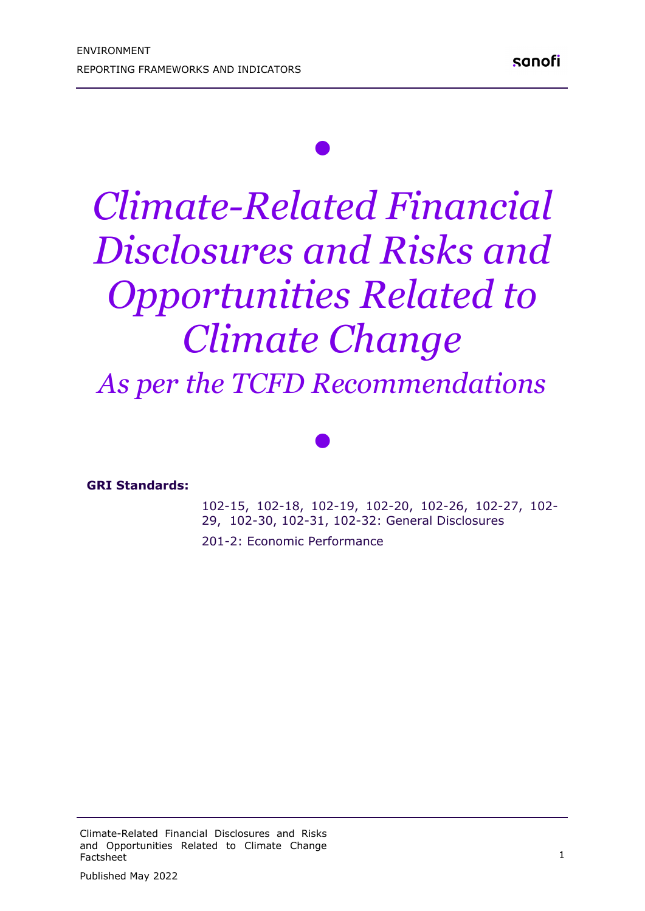# *Climate-Related Financial Disclosures and Risks and Opportunities Related to Climate Change*

## *As per the TCFD Recommendations*

**GRI Standards:**

102-15, 102-18, 102-19, 102-20, 102-26, 102-27, 102-29, 102-30, 102-31, 102-32: General Disclosures

201-2: Economic Performance

Published May 2022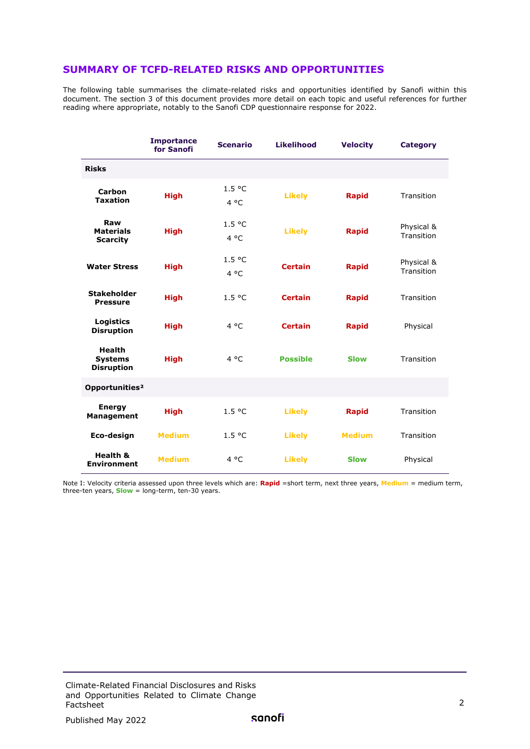## SUMMARY OF TCFD-RELATED RISKS AND OPPORTUNITIES

The following table summarises the climate-related risks and opportunities identified by Sanofi within this document. The section 3 of this document provides more detail on each topic and useful references for further reading where appropriate, notably to the Sanofi CDP questionnaire response for 2022.

| | Importance for Sanofi | Scenario | Likelihood | Velocity | Category |
|---|---|---|---|---|---|
| **Risks** | | | | | |
| **Carbon Taxation** | **High** | 1.5 °C<br>4 °C | **Likely** | **Rapid** | Transition |
| **Raw Materials Scarcity** | **High** | 1.5 °C<br>4 °C | **Likely** | **Rapid** | Physical & Transition |
| **Water Stress** | **High** | 1.5 °C<br>4 °C | **Certain** | **Rapid** | Physical & Transition |
| **Stakeholder Pressure** | **High** | 1.5 °C | **Certain** | **Rapid** | Transition |
| **Logistics Disruption** | **High** | 4 °C | **Certain** | **Rapid** | Physical |
| **Health Systems Disruption** | **High** | 4 °C | **Possible** | **Slow** | Transition |
| **Opportunities[2]** | | | | | |
| **Energy Management** | **High** | 1.5 °C | **Likely** | **Rapid** | Transition |
| **Eco-design** | **Medium** | 1.5 °C | **Likely** | **Medium** | Transition |
| **Health & Environment** | **Medium** | 4 °C | **Likely** | **Slow** | Physical |

Note I: Velocity criteria assessed upon three levels which are: **Rapid** =short term, next three years, **Medium** = medium term, three-ten years, **Slow** = long-term, ten-30 years.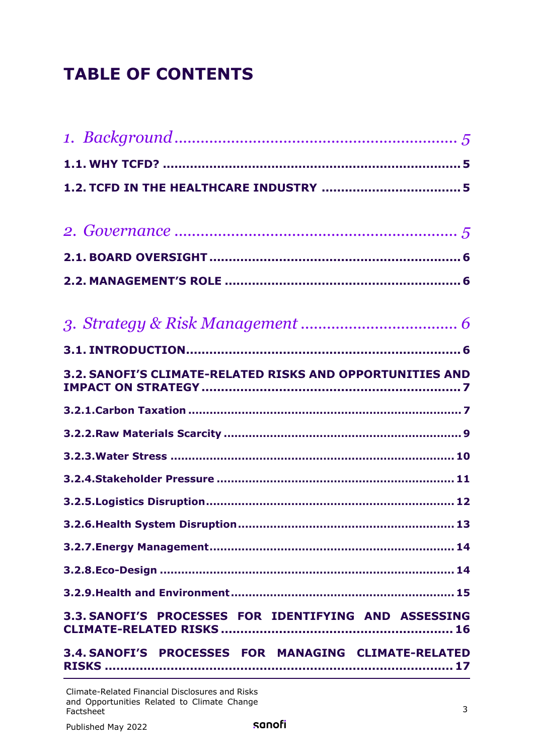# TABLE OF CONTENTS

*1. Background* ................................................................ 5

**1.1. WHY TCFD?** ........................................................................ 5

**1.2. TCFD IN THE HEALTHCARE INDUSTRY** .................................... 5

*2. Governance* ................................................................ 5

**2.1. BOARD OVERSIGHT** ................................................................ 6

**2.2. MANAGEMENT'S ROLE** ............................................................ 6

*3. Strategy & Risk Management* .................................... 6

**3.1. INTRODUCTION** ...................................................................... 6

**3.2. SANOFI'S CLIMATE-RELATED RISKS AND OPPORTUNITIES AND IMPACT ON STRATEGY** ................................................................. 7

**3.2.1. Carbon Taxation** ....................................................................... 7

**3.2.2. Raw Materials Scarcity** ................................................................ 9

**3.2.3. Water Stress** .......................................................................... 10

**3.2.4. Stakeholder Pressure** ................................................................ 11

**3.2.5. Logistics Disruption** .................................................................. 12

**3.2.6. Health System Disruption** .......................................................... 13

**3.2.7. Energy Management** .................................................................. 14

**3.2.8. Eco-Design** ............................................................................ 14

**3.2.9. Health and Environment** ............................................................ 15

**3.3. SANOFI'S PROCESSES FOR IDENTIFYING AND ASSESSING CLIMATE-RELATED RISKS** ........................................................ 16

**3.4. SANOFI'S PROCESSES FOR MANAGING CLIMATE-RELATED RISKS** ...................................................................................... 17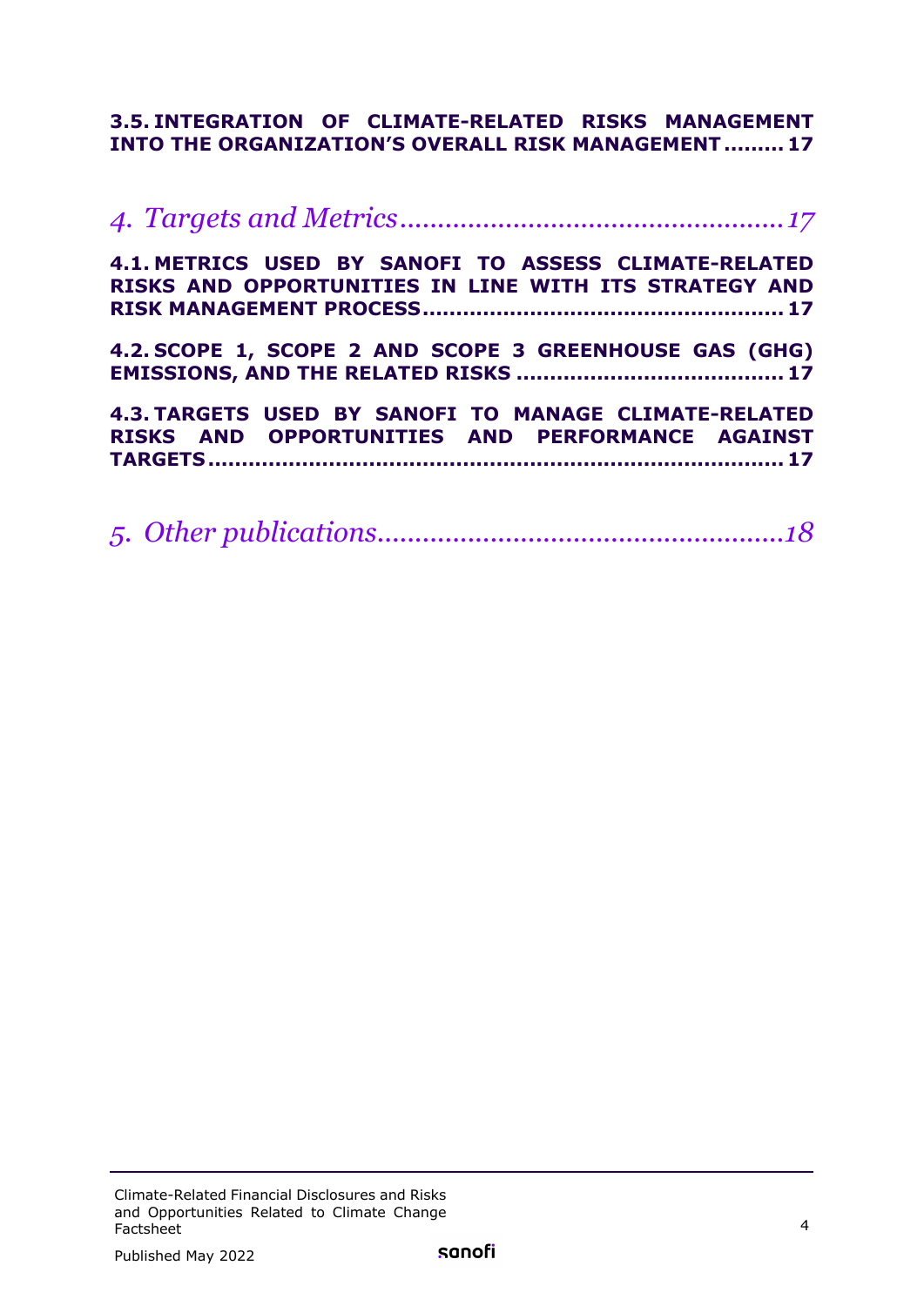**3.5. INTEGRATION OF CLIMATE-RELATED RISKS MANAGEMENT INTO THE ORGANIZATION'S OVERALL RISK MANAGEMENT......... 17**

*4. Targets and Metrics.................................................. 17*

**4.1. METRICS USED BY SANOFI TO ASSESS CLIMATE-RELATED RISKS AND OPPORTUNITIES IN LINE WITH ITS STRATEGY AND RISK MANAGEMENT PROCESS.................................................... 17**

**4.2. SCOPE 1, SCOPE 2 AND SCOPE 3 GREENHOUSE GAS (GHG) EMISSIONS, AND THE RELATED RISKS ....................................... 17**

**4.3. TARGETS USED BY SANOFI TO MANAGE CLIMATE-RELATED RISKS AND OPPORTUNITIES AND PERFORMANCE AGAINST TARGETS..................................................................................... 17**

*5. Other publications..................................................... 18*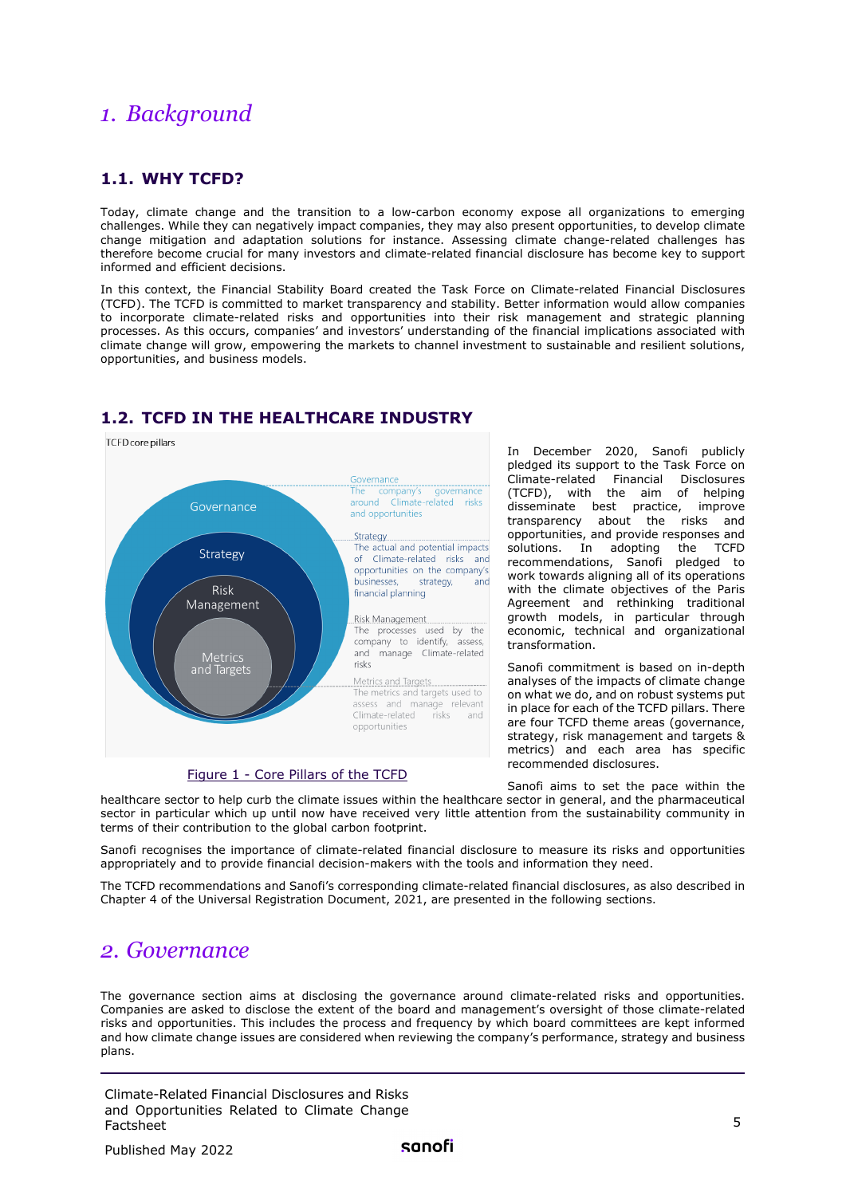# 1. Background

## 1.1. WHY TCFD?

Today, climate change and the transition to a low-carbon economy expose all organizations to emerging challenges. While they can negatively impact companies, they may also present opportunities, to develop climate change mitigation and adaptation solutions for instance. Assessing climate change-related challenges has therefore become crucial for many investors and climate-related financial disclosure has become key to support informed and efficient decisions.

In this context, the Financial Stability Board created the Task Force on Climate-related Financial Disclosures (TCFD). The TCFD is committed to market transparency and stability. Better information would allow companies to incorporate climate-related risks and opportunities into their risk management and strategic planning processes. As this occurs, companies' and investors' understanding of the financial implications associated with climate change will grow, empowering the markets to channel investment to sustainable and resilient solutions, opportunities, and business models.

## 1.2. TCFD IN THE HEALTHCARE INDUSTRY

TCFD core pillars

Governance — The company's governance around Climate-related risks and opportunities

Strategy — The actual and potential impacts of Climate-related risks and opportunities on the company's businesses, strategy, and financial planning

Risk Management — The processes used by the company to identify, assess, and manage Climate-related risks

Metrics and Targets — The metrics and targets used to assess and manage relevant Climate-related risks and opportunities

Figure 1 - Core Pillars of the TCFD

In December 2020, Sanofi publicly pledged its support to the Task Force on Climate-related Financial Disclosures (TCFD), with the aim of helping disseminate best practice, improve transparency about the risks and opportunities, and provide responses and solutions. In adopting the TCFD recommendations, Sanofi pledged to work towards aligning all of its operations with the climate objectives of the Paris Agreement and rethinking traditional growth models, in particular through economic, technical and organizational transformation.

Sanofi commitment is based on in-depth analyses of the impacts of climate change on what we do, and on robust systems put in place for each of the TCFD pillars. There are four TCFD theme areas (governance, strategy, risk management and targets & metrics) and each area has specific recommended disclosures.

Sanofi aims to set the pace within the healthcare sector to help curb the climate issues within the healthcare sector in general, and the pharmaceutical sector in particular which up until now have received very little attention from the sustainability community in terms of their contribution to the global carbon footprint.

Sanofi recognises the importance of climate-related financial disclosure to measure its risks and opportunities appropriately and to provide financial decision-makers with the tools and information they need.

The TCFD recommendations and Sanofi's corresponding climate-related financial disclosures, as also described in Chapter 4 of the Universal Registration Document, 2021, are presented in the following sections.

# 2. Governance

The governance section aims at disclosing the governance around climate-related risks and opportunities. Companies are asked to disclose the extent of the board and management's oversight of those climate-related risks and opportunities. This includes the process and frequency by which board committees are kept informed and how climate change issues are considered when reviewing the company's performance, strategy and business plans.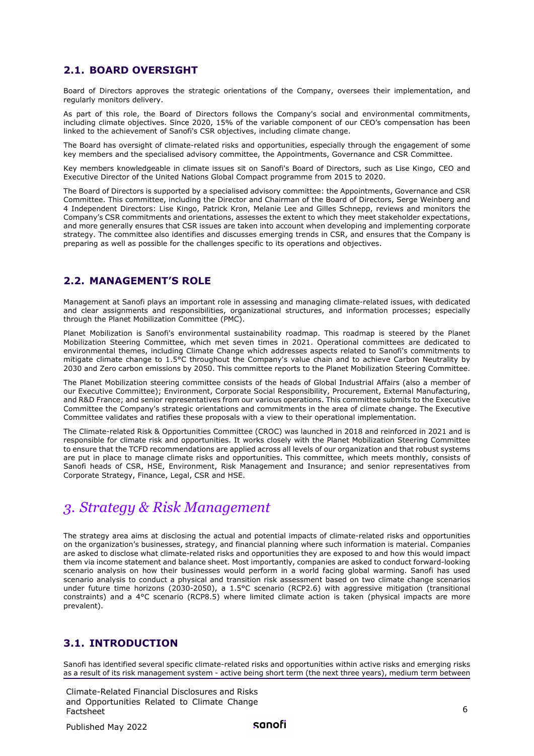## 2.1. BOARD OVERSIGHT

Board of Directors approves the strategic orientations of the Company, oversees their implementation, and regularly monitors delivery.

As part of this role, the Board of Directors follows the Company's social and environmental commitments, including climate objectives. Since 2020, 15% of the variable component of our CEO's compensation has been linked to the achievement of Sanofi's CSR objectives, including climate change.

The Board has oversight of climate-related risks and opportunities, especially through the engagement of some key members and the specialised advisory committee, the Appointments, Governance and CSR Committee.

Key members knowledgeable in climate issues sit on Sanofi's Board of Directors, such as Lise Kingo, CEO and Executive Director of the United Nations Global Compact programme from 2015 to 2020.

The Board of Directors is supported by a specialised advisory committee: the Appointments, Governance and CSR Committee. This committee, including the Director and Chairman of the Board of Directors, Serge Weinberg and 4 Independent Directors: Lise Kingo, Patrick Kron, Melanie Lee and Gilles Schnepp, reviews and monitors the Company's CSR commitments and orientations, assesses the extent to which they meet stakeholder expectations, and more generally ensures that CSR issues are taken into account when developing and implementing corporate strategy. The committee also identifies and discusses emerging trends in CSR, and ensures that the Company is preparing as well as possible for the challenges specific to its operations and objectives.

## 2.2. MANAGEMENT'S ROLE

Management at Sanofi plays an important role in assessing and managing climate-related issues, with dedicated and clear assignments and responsibilities, organizational structures, and information processes; especially through the Planet Mobilization Committee (PMC).

Planet Mobilization is Sanofi's environmental sustainability roadmap. This roadmap is steered by the Planet Mobilization Steering Committee, which met seven times in 2021. Operational committees are dedicated to environmental themes, including Climate Change which addresses aspects related to Sanofi's commitments to mitigate climate change to 1.5°C throughout the Company's value chain and to achieve Carbon Neutrality by 2030 and Zero carbon emissions by 2050. This committee reports to the Planet Mobilization Steering Committee.

The Planet Mobilization steering committee consists of the heads of Global Industrial Affairs (also a member of our Executive Committee); Environment, Corporate Social Responsibility, Procurement, External Manufacturing, and R&D France; and senior representatives from our various operations. This committee submits to the Executive Committee the Company's strategic orientations and commitments in the area of climate change. The Executive Committee validates and ratifies these proposals with a view to their operational implementation.

The Climate-related Risk & Opportunities Committee (CROC) was launched in 2018 and reinforced in 2021 and is responsible for climate risk and opportunities. It works closely with the Planet Mobilization Steering Committee to ensure that the TCFD recommendations are applied across all levels of our organization and that robust systems are put in place to manage climate risks and opportunities. This committee, which meets monthly, consists of Sanofi heads of CSR, HSE, Environment, Risk Management and Insurance; and senior representatives from Corporate Strategy, Finance, Legal, CSR and HSE.

# *3. Strategy & Risk Management*

The strategy area aims at disclosing the actual and potential impacts of climate-related risks and opportunities on the organization's businesses, strategy, and financial planning where such information is material. Companies are asked to disclose what climate-related risks and opportunities they are exposed to and how this would impact them via income statement and balance sheet. Most importantly, companies are asked to conduct forward-looking scenario analysis on how their businesses would perform in a world facing global warming. Sanofi has used scenario analysis to conduct a physical and transition risk assessment based on two climate change scenarios under future time horizons (2030-2050), a 1.5°C scenario (RCP2.6) with aggressive mitigation (transitional constraints) and a 4°C scenario (RCP8.5) where limited climate action is taken (physical impacts are more prevalent).

## 3.1. INTRODUCTION

Sanofi has identified several specific climate-related risks and opportunities within active risks and emerging risks as a result of its risk management system - active being short term (the next three years), medium term between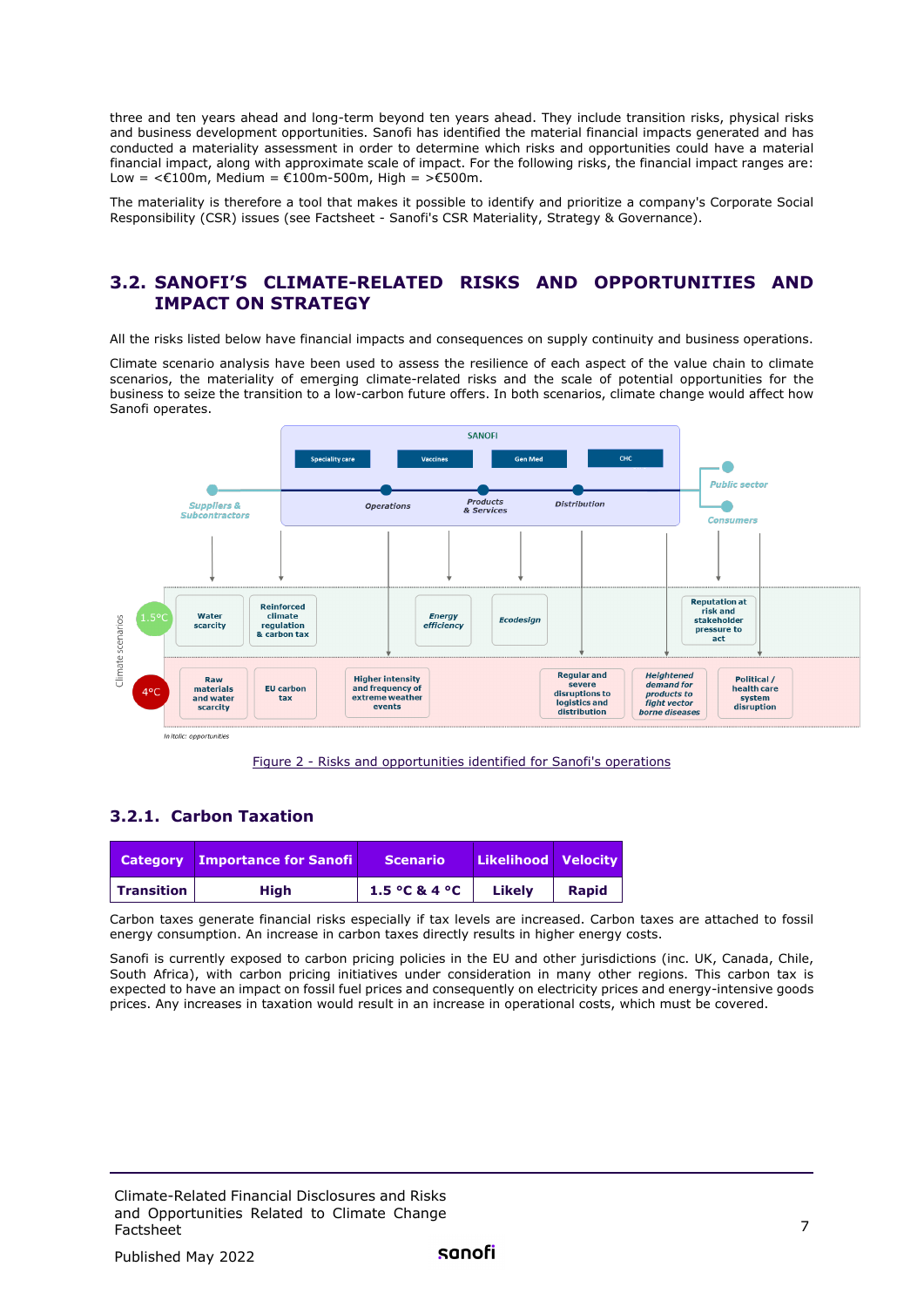three and ten years ahead and long-term beyond ten years ahead. They include transition risks, physical risks and business development opportunities. Sanofi has identified the material financial impacts generated and has conducted a materiality assessment in order to determine which risks and opportunities could have a material financial impact, along with approximate scale of impact. For the following risks, the financial impact ranges are: Low = <€100m, Medium = €100m-500m, High = >€500m.

The materiality is therefore a tool that makes it possible to identify and prioritize a company's Corporate Social Responsibility (CSR) issues (see Factsheet - Sanofi's CSR Materiality, Strategy & Governance).

## 3.2. SANOFI'S CLIMATE-RELATED RISKS AND OPPORTUNITIES AND IMPACT ON STRATEGY

All the risks listed below have financial impacts and consequences on supply continuity and business operations.

Climate scenario analysis have been used to assess the resilience of each aspect of the value chain to climate scenarios, the materiality of emerging climate-related risks and the scale of potential opportunities for the business to seize the transition to a low-carbon future offers. In both scenarios, climate change would affect how Sanofi operates.

Figure 2 - Risks and opportunities identified for Sanofi's operations

### 3.2.1. Carbon Taxation

| Category | Importance for Sanofi | Scenario | Likelihood | Velocity |
|---|---|---|---|---|
| Transition | High | 1.5 °C & 4 °C | Likely | Rapid |

Carbon taxes generate financial risks especially if tax levels are increased. Carbon taxes are attached to fossil energy consumption. An increase in carbon taxes directly results in higher energy costs.

Sanofi is currently exposed to carbon pricing policies in the EU and other jurisdictions (inc. UK, Canada, Chile, South Africa), with carbon pricing initiatives under consideration in many other regions. This carbon tax is expected to have an impact on fossil fuel prices and consequently on electricity prices and energy-intensive goods prices. Any increases in taxation would result in an increase in operational costs, which must be covered.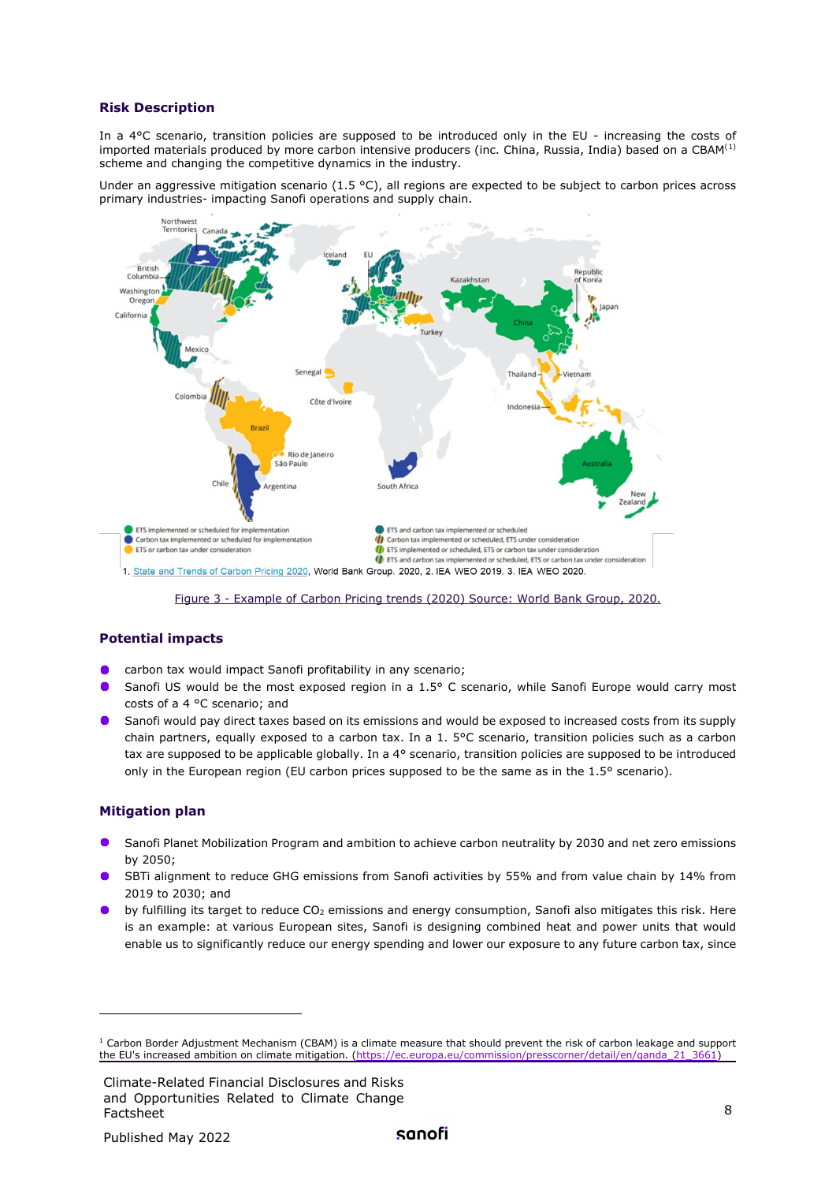## Risk Description

In a 4°C scenario, transition policies are supposed to be introduced only in the EU - increasing the costs of imported materials produced by more carbon intensive producers (inc. China, Russia, India) based on a CBAM[1] scheme and changing the competitive dynamics in the industry.

Under an aggressive mitigation scenario (1.5 °C), all regions are expected to be subject to carbon prices across primary industries- impacting Sanofi operations and supply chain.

1. State and Trends of Carbon Pricing 2020, World Bank Group. 2020, 2. IEA WEO 2019. 3. IEA WEO 2020.

Figure 3 - Example of Carbon Pricing trends (2020) Source: World Bank Group, 2020.

## Potential impacts

- carbon tax would impact Sanofi profitability in any scenario;
- Sanofi US would be the most exposed region in a 1.5° C scenario, while Sanofi Europe would carry most costs of a 4 °C scenario; and
- Sanofi would pay direct taxes based on its emissions and would be exposed to increased costs from its supply chain partners, equally exposed to a carbon tax. In a 1. 5°C scenario, transition policies such as a carbon tax are supposed to be applicable globally. In a 4° scenario, transition policies are supposed to be introduced only in the European region (EU carbon prices supposed to be the same as in the 1.5° scenario).

## Mitigation plan

- Sanofi Planet Mobilization Program and ambition to achieve carbon neutrality by 2030 and net zero emissions by 2050;
- SBTi alignment to reduce GHG emissions from Sanofi activities by 55% and from value chain by 14% from 2019 to 2030; and
- by fulfilling its target to reduce $CO_2$ emissions and energy consumption, Sanofi also mitigates this risk. Here is an example: at various European sites, Sanofi is designing combined heat and power units that would enable us to significantly reduce our energy spending and lower our exposure to any future carbon tax, since

[1] Carbon Border Adjustment Mechanism (CBAM) is a climate measure that should prevent the risk of carbon leakage and support the EU's increased ambition on climate mitigation. (https://ec.europa.eu/commission/presscorner/detail/en/qanda_21_3661)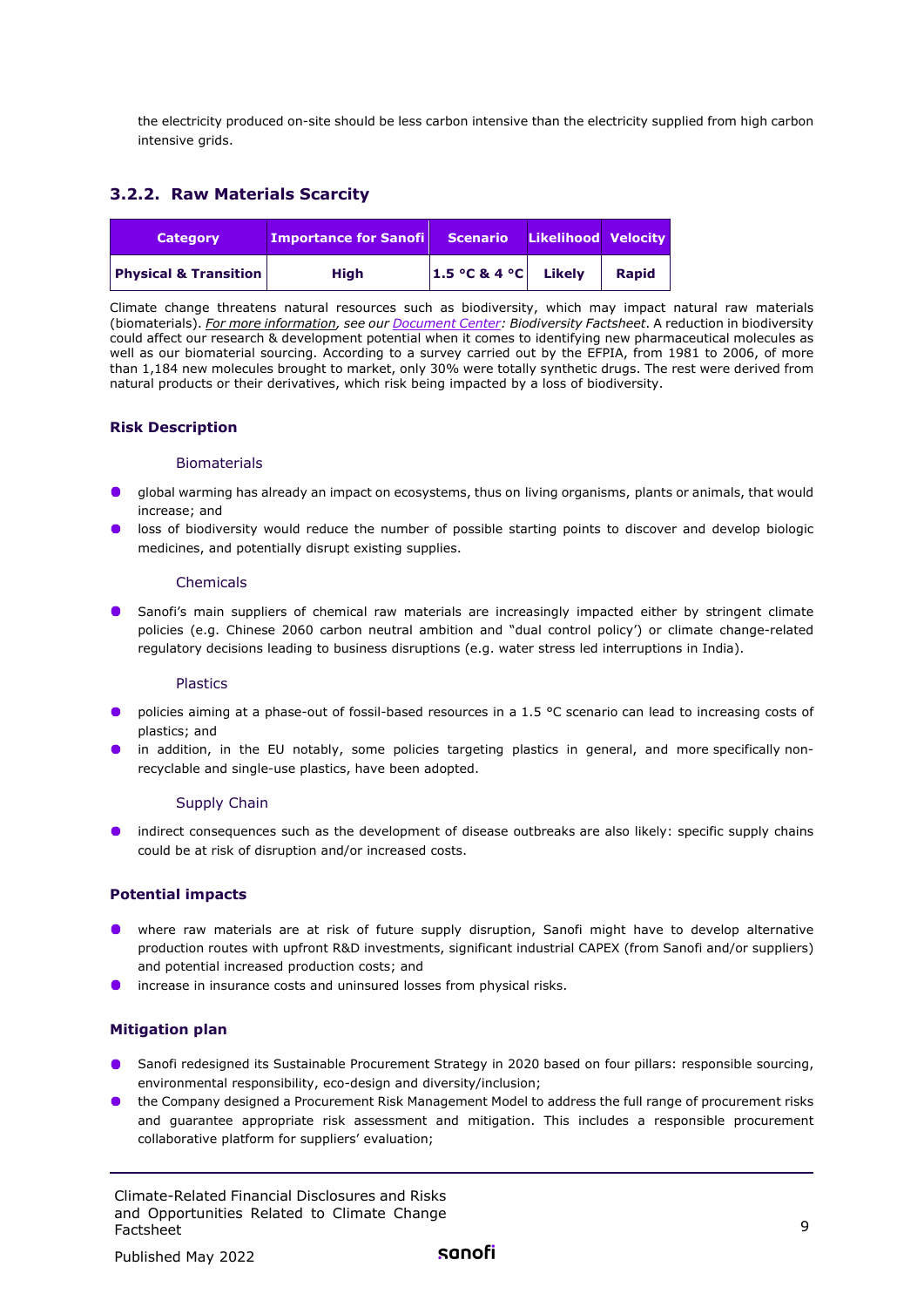the electricity produced on-site should be less carbon intensive than the electricity supplied from high carbon intensive grids.

### 3.2.2. Raw Materials Scarcity

| Category | Importance for Sanofi | Scenario | Likelihood | Velocity |
|---|---|---|---|---|
| **Physical & Transition** | **High** | **1.5 °C & 4 °C** | **Likely** | **Rapid** |

Climate change threatens natural resources such as biodiversity, which may impact natural raw materials (biomaterials). *For more information, see our Document Center: Biodiversity Factsheet*. A reduction in biodiversity could affect our research & development potential when it comes to identifying new pharmaceutical molecules as well as our biomaterial sourcing. According to a survey carried out by the EFPIA, from 1981 to 2006, of more than 1,184 new molecules brought to market, only 30% were totally synthetic drugs. The rest were derived from natural products or their derivatives, which risk being impacted by a loss of biodiversity.

#### Risk Description

##### Biomaterials

- global warming has already an impact on ecosystems, thus on living organisms, plants or animals, that would increase; and
- loss of biodiversity would reduce the number of possible starting points to discover and develop biologic medicines, and potentially disrupt existing supplies.

##### Chemicals

- Sanofi's main suppliers of chemical raw materials are increasingly impacted either by stringent climate policies (e.g. Chinese 2060 carbon neutral ambition and "dual control policy') or climate change-related regulatory decisions leading to business disruptions (e.g. water stress led interruptions in India).

##### Plastics

- policies aiming at a phase-out of fossil-based resources in a 1.5 °C scenario can lead to increasing costs of plastics; and
- in addition, in the EU notably, some policies targeting plastics in general, and more specifically non-recyclable and single-use plastics, have been adopted.

##### Supply Chain

- indirect consequences such as the development of disease outbreaks are also likely: specific supply chains could be at risk of disruption and/or increased costs.

#### Potential impacts

- where raw materials are at risk of future supply disruption, Sanofi might have to develop alternative production routes with upfront R&D investments, significant industrial CAPEX (from Sanofi and/or suppliers) and potential increased production costs; and
- increase in insurance costs and uninsured losses from physical risks.

#### Mitigation plan

- Sanofi redesigned its Sustainable Procurement Strategy in 2020 based on four pillars: responsible sourcing, environmental responsibility, eco-design and diversity/inclusion;
- the Company designed a Procurement Risk Management Model to address the full range of procurement risks and guarantee appropriate risk assessment and mitigation. This includes a responsible procurement collaborative platform for suppliers' evaluation;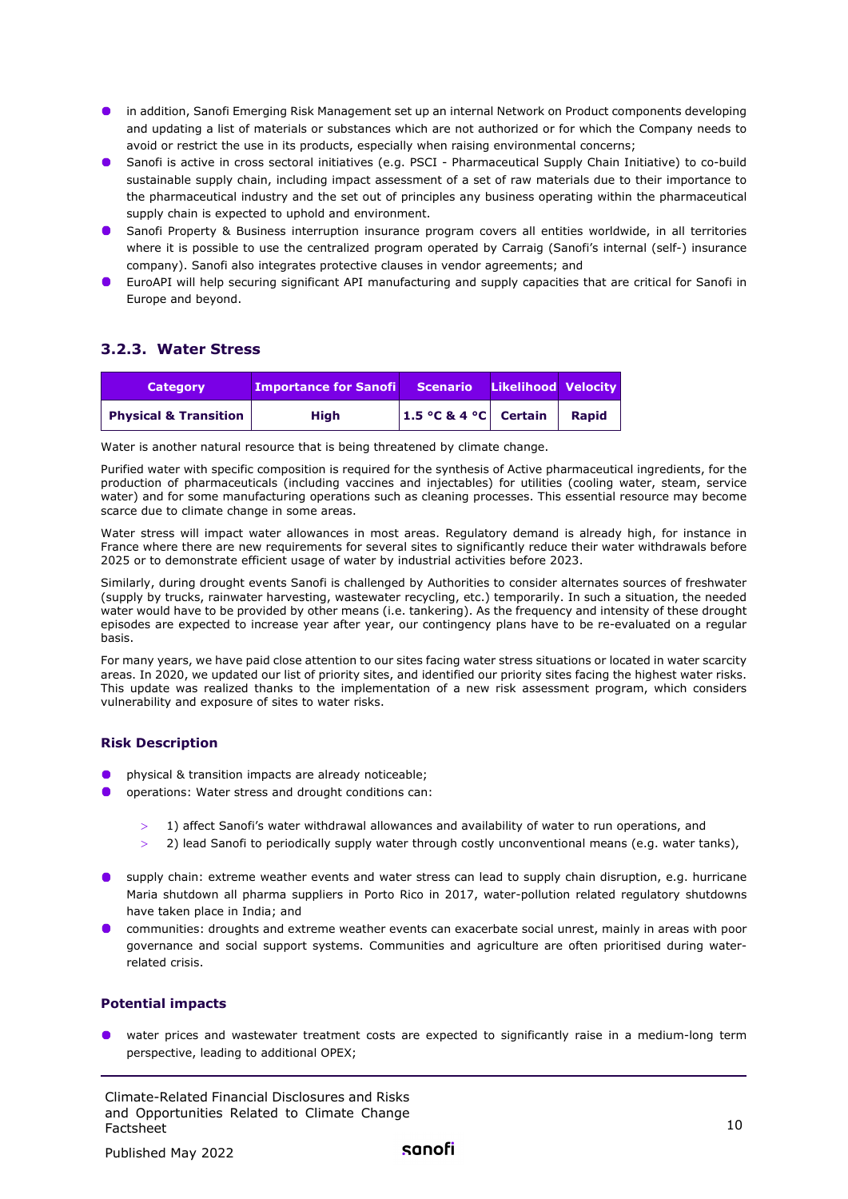- in addition, Sanofi Emerging Risk Management set up an internal Network on Product components developing and updating a list of materials or substances which are not authorized or for which the Company needs to avoid or restrict the use in its products, especially when raising environmental concerns;
- Sanofi is active in cross sectoral initiatives (e.g. PSCI - Pharmaceutical Supply Chain Initiative) to co-build sustainable supply chain, including impact assessment of a set of raw materials due to their importance to the pharmaceutical industry and the set out of principles any business operating within the pharmaceutical supply chain is expected to uphold and environment.
- Sanofi Property & Business interruption insurance program covers all entities worldwide, in all territories where it is possible to use the centralized program operated by Carraig (Sanofi's internal (self-) insurance company). Sanofi also integrates protective clauses in vendor agreements; and
- EuroAPI will help securing significant API manufacturing and supply capacities that are critical for Sanofi in Europe and beyond.

### 3.2.3. Water Stress

| Category | Importance for Sanofi | Scenario | Likelihood | Velocity |
|---|---|---|---|---|
| **Physical & Transition** | **High** | **1.5 °C & 4 °C** | **Certain** | **Rapid** |

Water is another natural resource that is being threatened by climate change.

Purified water with specific composition is required for the synthesis of Active pharmaceutical ingredients, for the production of pharmaceuticals (including vaccines and injectables) for utilities (cooling water, steam, service water) and for some manufacturing operations such as cleaning processes. This essential resource may become scarce due to climate change in some areas.

Water stress will impact water allowances in most areas. Regulatory demand is already high, for instance in France where there are new requirements for several sites to significantly reduce their water withdrawals before 2025 or to demonstrate efficient usage of water by industrial activities before 2023.

Similarly, during drought events Sanofi is challenged by Authorities to consider alternates sources of freshwater (supply by trucks, rainwater harvesting, wastewater recycling, etc.) temporarily. In such a situation, the needed water would have to be provided by other means (i.e. tankering). As the frequency and intensity of these drought episodes are expected to increase year after year, our contingency plans have to be re-evaluated on a regular basis.

For many years, we have paid close attention to our sites facing water stress situations or located in water scarcity areas. In 2020, we updated our list of priority sites, and identified our priority sites facing the highest water risks. This update was realized thanks to the implementation of a new risk assessment program, which considers vulnerability and exposure of sites to water risks.

#### Risk Description

- physical & transition impacts are already noticeable;
- operations: Water stress and drought conditions can:
  - 1) affect Sanofi's water withdrawal allowances and availability of water to run operations, and
  - 2) lead Sanofi to periodically supply water through costly unconventional means (e.g. water tanks),
- supply chain: extreme weather events and water stress can lead to supply chain disruption, e.g. hurricane Maria shutdown all pharma suppliers in Porto Rico in 2017, water-pollution related regulatory shutdowns have taken place in India; and
- communities: droughts and extreme weather events can exacerbate social unrest, mainly in areas with poor governance and social support systems. Communities and agriculture are often prioritised during water-related crisis.

#### Potential impacts

- water prices and wastewater treatment costs are expected to significantly raise in a medium-long term perspective, leading to additional OPEX;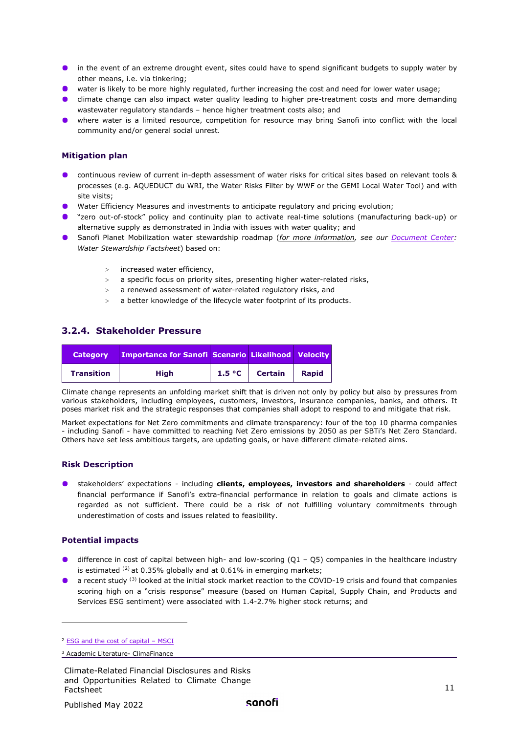- in the event of an extreme drought event, sites could have to spend significant budgets to supply water by other means, i.e. via tinkering;
- water is likely to be more highly regulated, further increasing the cost and need for lower water usage;
- climate change can also impact water quality leading to higher pre-treatment costs and more demanding wastewater regulatory standards – hence higher treatment costs also; and
- where water is a limited resource, competition for resource may bring Sanofi into conflict with the local community and/or general social unrest.

### Mitigation plan

- continuous review of current in-depth assessment of water risks for critical sites based on relevant tools & processes (e.g. AQUEDUCT du WRI, the Water Risks Filter by WWF or the GEMI Local Water Tool) and with site visits;
- Water Efficiency Measures and investments to anticipate regulatory and pricing evolution;
- "zero out-of-stock" policy and continuity plan to activate real-time solutions (manufacturing back-up) or alternative supply as demonstrated in India with issues with water quality; and
- Sanofi Planet Mobilization water stewardship roadmap (*for more information, see our Document Center: Water Stewardship Factsheet*) based on:
  - increased water efficiency,
  - a specific focus on priority sites, presenting higher water-related risks,
  - a renewed assessment of water-related regulatory risks, and
  - a better knowledge of the lifecycle water footprint of its products.

## 3.2.4. Stakeholder Pressure

| Category | Importance for Sanofi | Scenario | Likelihood | Velocity |
|---|---|---|---|---|
| **Transition** | **High** | **1.5 °C** | **Certain** | **Rapid** |

Climate change represents an unfolding market shift that is driven not only by policy but also by pressures from various stakeholders, including employees, customers, investors, insurance companies, banks, and others. It poses market risk and the strategic responses that companies shall adopt to respond to and mitigate that risk.

Market expectations for Net Zero commitments and climate transparency: four of the top 10 pharma companies - including Sanofi - have committed to reaching Net Zero emissions by 2050 as per SBTi's Net Zero Standard. Others have set less ambitious targets, are updating goals, or have different climate-related aims.

### Risk Description

- stakeholders' expectations - including **clients, employees, investors and shareholders** - could affect financial performance if Sanofi's extra-financial performance in relation to goals and climate actions is regarded as not sufficient. There could be a risk of not fulfilling voluntary commitments through underestimation of costs and issues related to feasibility.

### Potential impacts

- difference in cost of capital between high- and low-scoring (Q1 – Q5) companies in the healthcare industry is estimated [2] at 0.35% globally and at 0.61% in emerging markets;
- a recent study [3] looked at the initial stock market reaction to the COVID-19 crisis and found that companies scoring high on a "crisis response" measure (based on Human Capital, Supply Chain, and Products and Services ESG sentiment) were associated with 1.4-2.7% higher stock returns; and

---

[2] ESG and the cost of capital – MSCI

[3] Academic Literature- ClimaFinance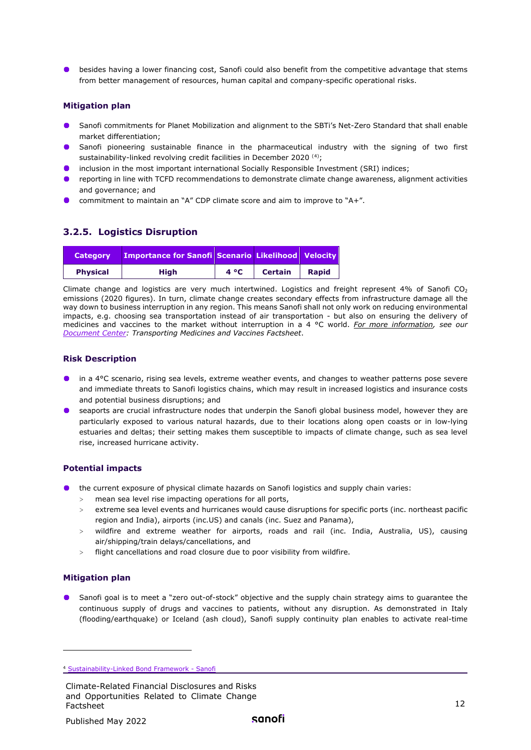- besides having a lower financing cost, Sanofi could also benefit from the competitive advantage that stems from better management of resources, human capital and company-specific operational risks.

#### Mitigation plan

- Sanofi commitments for Planet Mobilization and alignment to the SBTi's Net-Zero Standard that shall enable market differentiation;
- Sanofi pioneering sustainable finance in the pharmaceutical industry with the signing of two first sustainability-linked revolving credit facilities in December 2020 [4];
- inclusion in the most important international Socially Responsible Investment (SRI) indices;
- reporting in line with TCFD recommendations to demonstrate climate change awareness, alignment activities and governance; and
- commitment to maintain an "A" CDP climate score and aim to improve to "A+".

### 3.2.5. Logistics Disruption

| Category | Importance for Sanofi | Scenario | Likelihood | Velocity |
|---|---|---|---|---|
| **Physical** | **High** | **4 °C** | **Certain** | **Rapid** |

Climate change and logistics are very much intertwined. Logistics and freight represent 4% of Sanofi $CO_2$ emissions (2020 figures). In turn, climate change creates secondary effects from infrastructure damage all the way down to business interruption in any region. This means Sanofi shall not only work on reducing environmental impacts, e.g. choosing sea transportation instead of air transportation - but also on ensuring the delivery of medicines and vaccines to the market without interruption in a 4 °C world. *For more information, see our Document Center: Transporting Medicines and Vaccines Factsheet*.

#### Risk Description

- in a 4°C scenario, rising sea levels, extreme weather events, and changes to weather patterns pose severe and immediate threats to Sanofi logistics chains, which may result in increased logistics and insurance costs and potential business disruptions; and
- seaports are crucial infrastructure nodes that underpin the Sanofi global business model, however they are particularly exposed to various natural hazards, due to their locations along open coasts or in low-lying estuaries and deltas; their setting makes them susceptible to impacts of climate change, such as sea level rise, increased hurricane activity.

#### Potential impacts

- the current exposure of physical climate hazards on Sanofi logistics and supply chain varies:
  - mean sea level rise impacting operations for all ports,
  - extreme sea level events and hurricanes would cause disruptions for specific ports (inc. northeast pacific region and India), airports (inc.US) and canals (inc. Suez and Panama),
  - wildfire and extreme weather for airports, roads and rail (inc. India, Australia, US), causing air/shipping/train delays/cancellations, and
  - flight cancellations and road closure due to poor visibility from wildfire.

#### Mitigation plan

- Sanofi goal is to meet a "zero out-of-stock" objective and the supply chain strategy aims to guarantee the continuous supply of drugs and vaccines to patients, without any disruption. As demonstrated in Italy (flooding/earthquake) or Iceland (ash cloud), Sanofi supply continuity plan enables to activate real-time

[4] Sustainability-Linked Bond Framework - Sanofi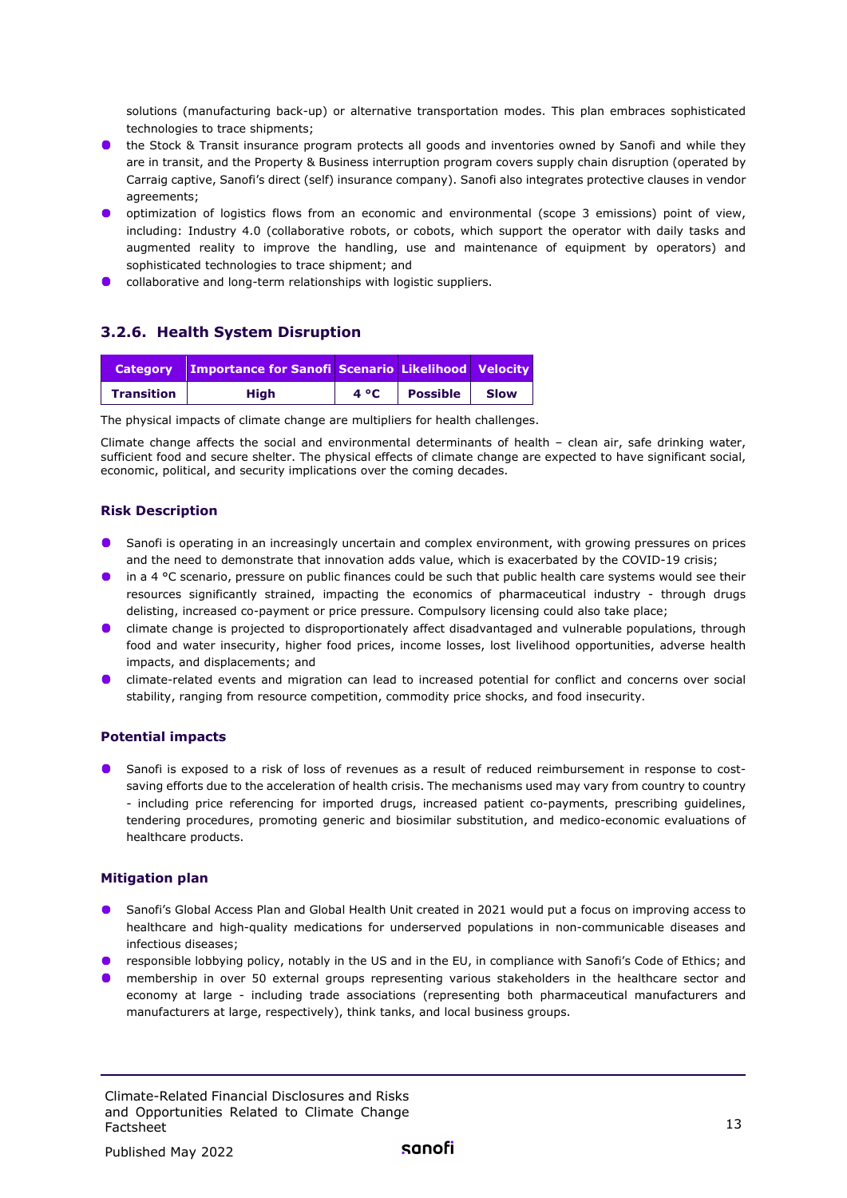solutions (manufacturing back-up) or alternative transportation modes. This plan embraces sophisticated technologies to trace shipments;

- the Stock & Transit insurance program protects all goods and inventories owned by Sanofi and while they are in transit, and the Property & Business interruption program covers supply chain disruption (operated by Carraig captive, Sanofi's direct (self) insurance company). Sanofi also integrates protective clauses in vendor agreements;
- optimization of logistics flows from an economic and environmental (scope 3 emissions) point of view, including: Industry 4.0 (collaborative robots, or cobots, which support the operator with daily tasks and augmented reality to improve the handling, use and maintenance of equipment by operators) and sophisticated technologies to trace shipment; and
- collaborative and long-term relationships with logistic suppliers.

### 3.2.6. Health System Disruption

| Category | Importance for Sanofi | Scenario | Likelihood | Velocity |
|---|---|---|---|---|
| Transition | High | 4 °C | Possible | Slow |

The physical impacts of climate change are multipliers for health challenges.

Climate change affects the social and environmental determinants of health – clean air, safe drinking water, sufficient food and secure shelter. The physical effects of climate change are expected to have significant social, economic, political, and security implications over the coming decades.

#### Risk Description

- Sanofi is operating in an increasingly uncertain and complex environment, with growing pressures on prices and the need to demonstrate that innovation adds value, which is exacerbated by the COVID-19 crisis;
- in a 4 °C scenario, pressure on public finances could be such that public health care systems would see their resources significantly strained, impacting the economics of pharmaceutical industry - through drugs delisting, increased co-payment or price pressure. Compulsory licensing could also take place;
- climate change is projected to disproportionately affect disadvantaged and vulnerable populations, through food and water insecurity, higher food prices, income losses, lost livelihood opportunities, adverse health impacts, and displacements; and
- climate-related events and migration can lead to increased potential for conflict and concerns over social stability, ranging from resource competition, commodity price shocks, and food insecurity.

#### Potential impacts

- Sanofi is exposed to a risk of loss of revenues as a result of reduced reimbursement in response to cost-saving efforts due to the acceleration of health crisis. The mechanisms used may vary from country to country - including price referencing for imported drugs, increased patient co-payments, prescribing guidelines, tendering procedures, promoting generic and biosimilar substitution, and medico-economic evaluations of healthcare products.

#### Mitigation plan

- Sanofi's Global Access Plan and Global Health Unit created in 2021 would put a focus on improving access to healthcare and high-quality medications for underserved populations in non-communicable diseases and infectious diseases;
- responsible lobbying policy, notably in the US and in the EU, in compliance with Sanofi's Code of Ethics; and
- membership in over 50 external groups representing various stakeholders in the healthcare sector and economy at large - including trade associations (representing both pharmaceutical manufacturers and manufacturers at large, respectively), think tanks, and local business groups.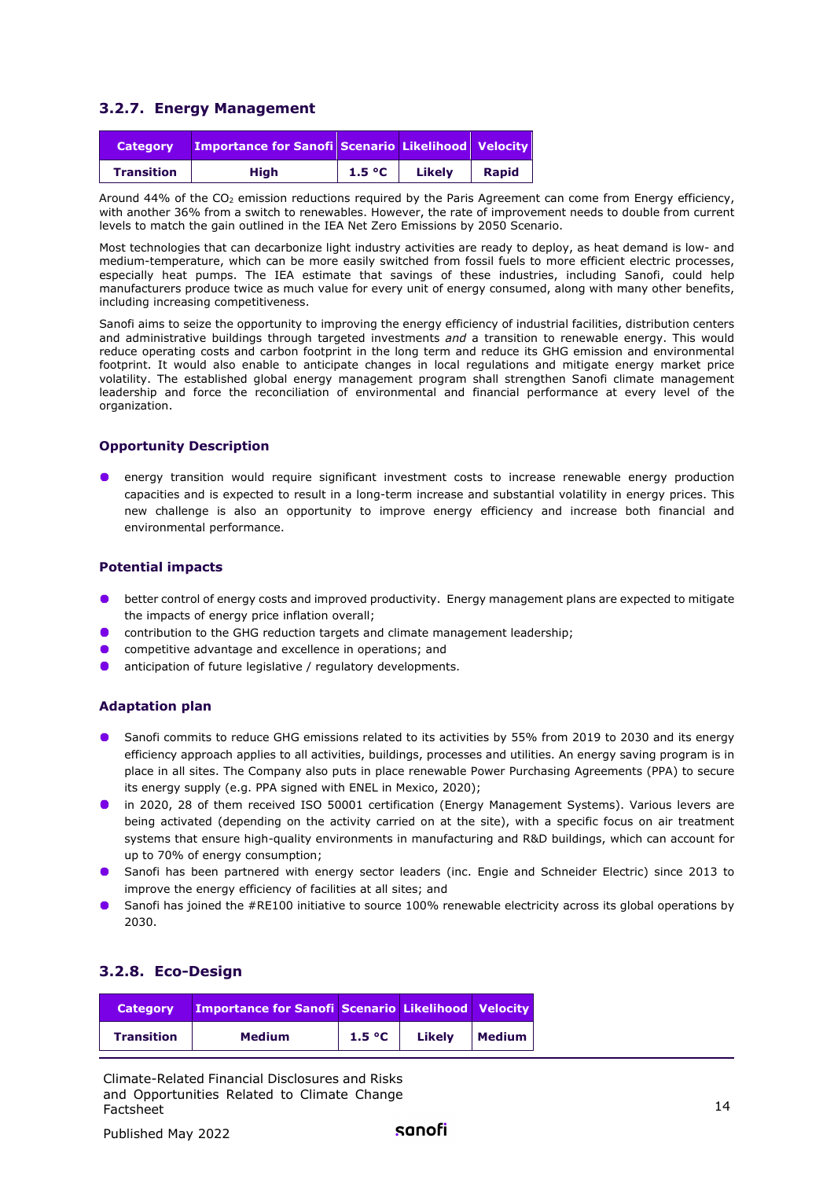### 3.2.7. Energy Management

| Category | Importance for Sanofi | Scenario | Likelihood | Velocity |
|---|---|---|---|---|
| Transition | High | 1.5 °C | Likely | Rapid |

Around 44% of the $CO_2$ emission reductions required by the Paris Agreement can come from Energy efficiency, with another 36% from a switch to renewables. However, the rate of improvement needs to double from current levels to match the goal outlined in the IEA Net Zero Emissions by 2050 Scenario.

Most technologies that can decarbonize light industry activities are ready to deploy, as heat demand is low- and medium-temperature, which can be more easily switched from fossil fuels to more efficient electric processes, especially heat pumps. The IEA estimate that savings of these industries, including Sanofi, could help manufacturers produce twice as much value for every unit of energy consumed, along with many other benefits, including increasing competitiveness.

Sanofi aims to seize the opportunity to improving the energy efficiency of industrial facilities, distribution centers and administrative buildings through targeted investments *and* a transition to renewable energy. This would reduce operating costs and carbon footprint in the long term and reduce its GHG emission and environmental footprint. It would also enable to anticipate changes in local regulations and mitigate energy market price volatility. The established global energy management program shall strengthen Sanofi climate management leadership and force the reconciliation of environmental and financial performance at every level of the organization.

#### Opportunity Description

- energy transition would require significant investment costs to increase renewable energy production capacities and is expected to result in a long-term increase and substantial volatility in energy prices. This new challenge is also an opportunity to improve energy efficiency and increase both financial and environmental performance.

#### Potential impacts

- better control of energy costs and improved productivity. Energy management plans are expected to mitigate the impacts of energy price inflation overall;
- contribution to the GHG reduction targets and climate management leadership;
- competitive advantage and excellence in operations; and
- anticipation of future legislative / regulatory developments.

#### Adaptation plan

- Sanofi commits to reduce GHG emissions related to its activities by 55% from 2019 to 2030 and its energy efficiency approach applies to all activities, buildings, processes and utilities. An energy saving program is in place in all sites. The Company also puts in place renewable Power Purchasing Agreements (PPA) to secure its energy supply (e.g. PPA signed with ENEL in Mexico, 2020);
- in 2020, 28 of them received ISO 50001 certification (Energy Management Systems). Various levers are being activated (depending on the activity carried on at the site), with a specific focus on air treatment systems that ensure high-quality environments in manufacturing and R&D buildings, which can account for up to 70% of energy consumption;
- Sanofi has been partnered with energy sector leaders (inc. Engie and Schneider Electric) since 2013 to improve the energy efficiency of facilities at all sites; and
- Sanofi has joined the #RE100 initiative to source 100% renewable electricity across its global operations by 2030.

### 3.2.8. Eco-Design

| Category | Importance for Sanofi | Scenario | Likelihood | Velocity |
|---|---|---|---|---|
| Transition | Medium | 1.5 °C | Likely | Medium |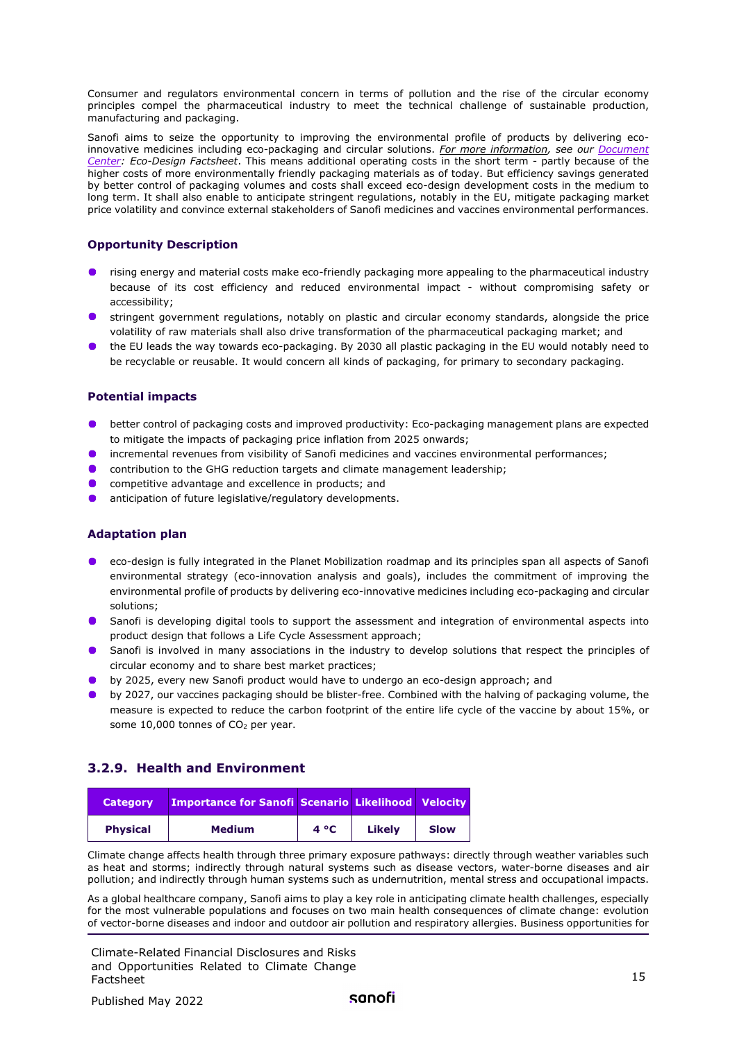Consumer and regulators environmental concern in terms of pollution and the rise of the circular economy principles compel the pharmaceutical industry to meet the technical challenge of sustainable production, manufacturing and packaging.

Sanofi aims to seize the opportunity to improving the environmental profile of products by delivering eco-innovative medicines including eco-packaging and circular solutions. *For more information, see our Document Center: Eco-Design Factsheet*. This means additional operating costs in the short term - partly because of the higher costs of more environmentally friendly packaging materials as of today. But efficiency savings generated by better control of packaging volumes and costs shall exceed eco-design development costs in the medium to long term. It shall also enable to anticipate stringent regulations, notably in the EU, mitigate packaging market price volatility and convince external stakeholders of Sanofi medicines and vaccines environmental performances.

#### Opportunity Description

- rising energy and material costs make eco-friendly packaging more appealing to the pharmaceutical industry because of its cost efficiency and reduced environmental impact - without compromising safety or accessibility;
- stringent government regulations, notably on plastic and circular economy standards, alongside the price volatility of raw materials shall also drive transformation of the pharmaceutical packaging market; and
- the EU leads the way towards eco-packaging. By 2030 all plastic packaging in the EU would notably need to be recyclable or reusable. It would concern all kinds of packaging, for primary to secondary packaging.

#### Potential impacts

- better control of packaging costs and improved productivity: Eco-packaging management plans are expected to mitigate the impacts of packaging price inflation from 2025 onwards;
- incremental revenues from visibility of Sanofi medicines and vaccines environmental performances;
- contribution to the GHG reduction targets and climate management leadership;
- competitive advantage and excellence in products; and
- anticipation of future legislative/regulatory developments.

#### Adaptation plan

- eco-design is fully integrated in the Planet Mobilization roadmap and its principles span all aspects of Sanofi environmental strategy (eco-innovation analysis and goals), includes the commitment of improving the environmental profile of products by delivering eco-innovative medicines including eco-packaging and circular solutions;
- Sanofi is developing digital tools to support the assessment and integration of environmental aspects into product design that follows a Life Cycle Assessment approach;
- Sanofi is involved in many associations in the industry to develop solutions that respect the principles of circular economy and to share best market practices;
- by 2025, every new Sanofi product would have to undergo an eco-design approach; and
- by 2027, our vaccines packaging should be blister-free. Combined with the halving of packaging volume, the measure is expected to reduce the carbon footprint of the entire life cycle of the vaccine by about 15%, or some 10,000 tonnes of $CO_2$ per year.

### 3.2.9. Health and Environment

| Category | Importance for Sanofi | Scenario | Likelihood | Velocity |
|---|---|---|---|---|
| **Physical** | **Medium** | **4 °C** | **Likely** | **Slow** |

Climate change affects health through three primary exposure pathways: directly through weather variables such as heat and storms; indirectly through natural systems such as disease vectors, water-borne diseases and air pollution; and indirectly through human systems such as undernutrition, mental stress and occupational impacts.

As a global healthcare company, Sanofi aims to play a key role in anticipating climate health challenges, especially for the most vulnerable populations and focuses on two main health consequences of climate change: evolution of vector-borne diseases and indoor and outdoor air pollution and respiratory allergies. Business opportunities for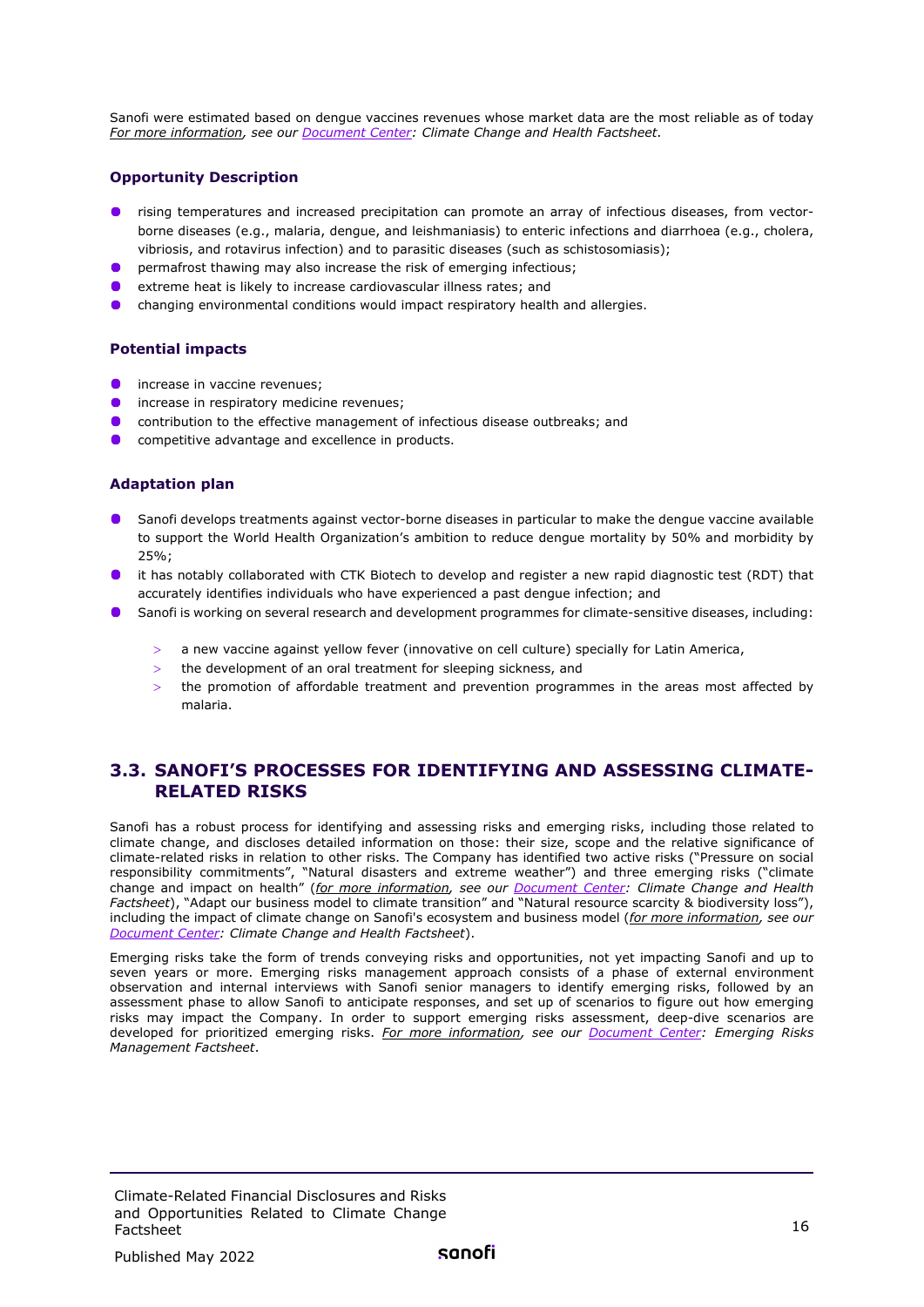Sanofi were estimated based on dengue vaccines revenues whose market data are the most reliable as of today *For more information, see our Document Center: Climate Change and Health Factsheet.*

### Opportunity Description

- rising temperatures and increased precipitation can promote an array of infectious diseases, from vector-borne diseases (e.g., malaria, dengue, and leishmaniasis) to enteric infections and diarrhoea (e.g., cholera, vibriosis, and rotavirus infection) and to parasitic diseases (such as schistosomiasis);
- permafrost thawing may also increase the risk of emerging infectious;
- extreme heat is likely to increase cardiovascular illness rates; and
- changing environmental conditions would impact respiratory health and allergies.

### Potential impacts

- increase in vaccine revenues;
- increase in respiratory medicine revenues;
- contribution to the effective management of infectious disease outbreaks; and
- competitive advantage and excellence in products.

### Adaptation plan

- Sanofi develops treatments against vector-borne diseases in particular to make the dengue vaccine available to support the World Health Organization's ambition to reduce dengue mortality by 50% and morbidity by 25%;
- it has notably collaborated with CTK Biotech to develop and register a new rapid diagnostic test (RDT) that accurately identifies individuals who have experienced a past dengue infection; and
- Sanofi is working on several research and development programmes for climate-sensitive diseases, including:
  - a new vaccine against yellow fever (innovative on cell culture) specially for Latin America,
  - the development of an oral treatment for sleeping sickness, and
  - the promotion of affordable treatment and prevention programmes in the areas most affected by malaria.

## 3.3. SANOFI'S PROCESSES FOR IDENTIFYING AND ASSESSING CLIMATE-RELATED RISKS

Sanofi has a robust process for identifying and assessing risks and emerging risks, including those related to climate change, and discloses detailed information on those: their size, scope and the relative significance of climate-related risks in relation to other risks. The Company has identified two active risks ("Pressure on social responsibility commitments", "Natural disasters and extreme weather") and three emerging risks ("climate change and impact on health" (*for more information, see our Document Center: Climate Change and Health Factsheet*), "Adapt our business model to climate transition" and "Natural resource scarcity & biodiversity loss"), including the impact of climate change on Sanofi's ecosystem and business model (*for more information, see our Document Center: Climate Change and Health Factsheet*).

Emerging risks take the form of trends conveying risks and opportunities, not yet impacting Sanofi and up to seven years or more. Emerging risks management approach consists of a phase of external environment observation and internal interviews with Sanofi senior managers to identify emerging risks, followed by an assessment phase to allow Sanofi to anticipate responses, and set up of scenarios to figure out how emerging risks may impact the Company. In order to support emerging risks assessment, deep-dive scenarios are developed for prioritized emerging risks. *For more information, see our Document Center: Emerging Risks Management Factsheet*.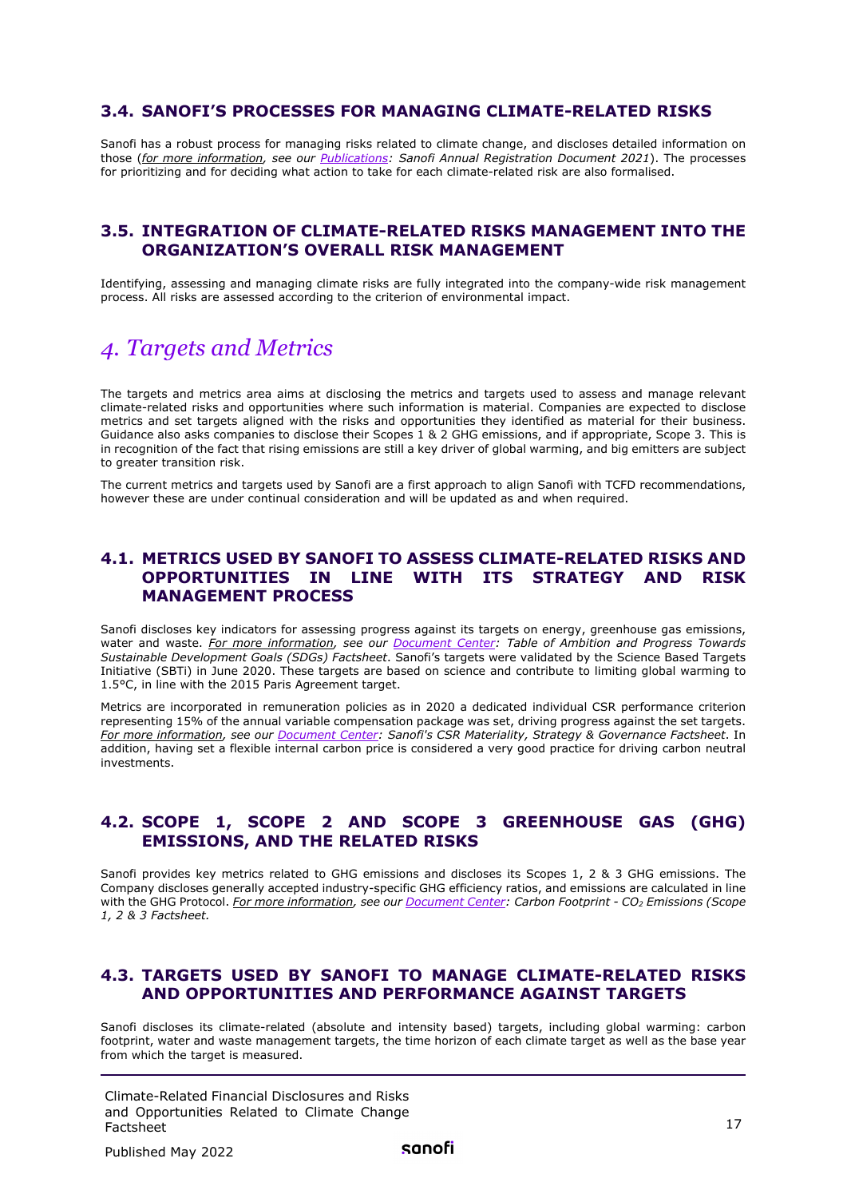### 3.4. SANOFI'S PROCESSES FOR MANAGING CLIMATE-RELATED RISKS

Sanofi has a robust process for managing risks related to climate change, and discloses detailed information on those (*for more information, see our Publications: Sanofi Annual Registration Document 2021*). The processes for prioritizing and for deciding what action to take for each climate-related risk are also formalised.

### 3.5. INTEGRATION OF CLIMATE-RELATED RISKS MANAGEMENT INTO THE ORGANIZATION'S OVERALL RISK MANAGEMENT

Identifying, assessing and managing climate risks are fully integrated into the company-wide risk management process. All risks are assessed according to the criterion of environmental impact.

## *4. Targets and Metrics*

The targets and metrics area aims at disclosing the metrics and targets used to assess and manage relevant climate-related risks and opportunities where such information is material. Companies are expected to disclose metrics and set targets aligned with the risks and opportunities they identified as material for their business. Guidance also asks companies to disclose their Scopes 1 & 2 GHG emissions, and if appropriate, Scope 3. This is in recognition of the fact that rising emissions are still a key driver of global warming, and big emitters are subject to greater transition risk.

The current metrics and targets used by Sanofi are a first approach to align Sanofi with TCFD recommendations, however these are under continual consideration and will be updated as and when required.

### 4.1. METRICS USED BY SANOFI TO ASSESS CLIMATE-RELATED RISKS AND OPPORTUNITIES IN LINE WITH ITS STRATEGY AND RISK MANAGEMENT PROCESS

Sanofi discloses key indicators for assessing progress against its targets on energy, greenhouse gas emissions, water and waste. *For more information, see our Document Center: Table of Ambition and Progress Towards Sustainable Development Goals (SDGs) Factsheet*. Sanofi's targets were validated by the Science Based Targets Initiative (SBTi) in June 2020. These targets are based on science and contribute to limiting global warming to 1.5°C, in line with the 2015 Paris Agreement target.

Metrics are incorporated in remuneration policies as in 2020 a dedicated individual CSR performance criterion representing 15% of the annual variable compensation package was set, driving progress against the set targets. *For more information, see our Document Center: Sanofi's CSR Materiality, Strategy & Governance Factsheet*. In addition, having set a flexible internal carbon price is considered a very good practice for driving carbon neutral investments.

### 4.2. SCOPE 1, SCOPE 2 AND SCOPE 3 GREENHOUSE GAS (GHG) EMISSIONS, AND THE RELATED RISKS

Sanofi provides key metrics related to GHG emissions and discloses its Scopes 1, 2 & 3 GHG emissions. The Company discloses generally accepted industry-specific GHG efficiency ratios, and emissions are calculated in line with the GHG Protocol. *For more information, see our Document Center: Carbon Footprint - $CO_2$ Emissions (Scope 1, 2 & 3 Factsheet.*

### 4.3. TARGETS USED BY SANOFI TO MANAGE CLIMATE-RELATED RISKS AND OPPORTUNITIES AND PERFORMANCE AGAINST TARGETS

Sanofi discloses its climate-related (absolute and intensity based) targets, including global warming: carbon footprint, water and waste management targets, the time horizon of each climate target as well as the base year from which the target is measured.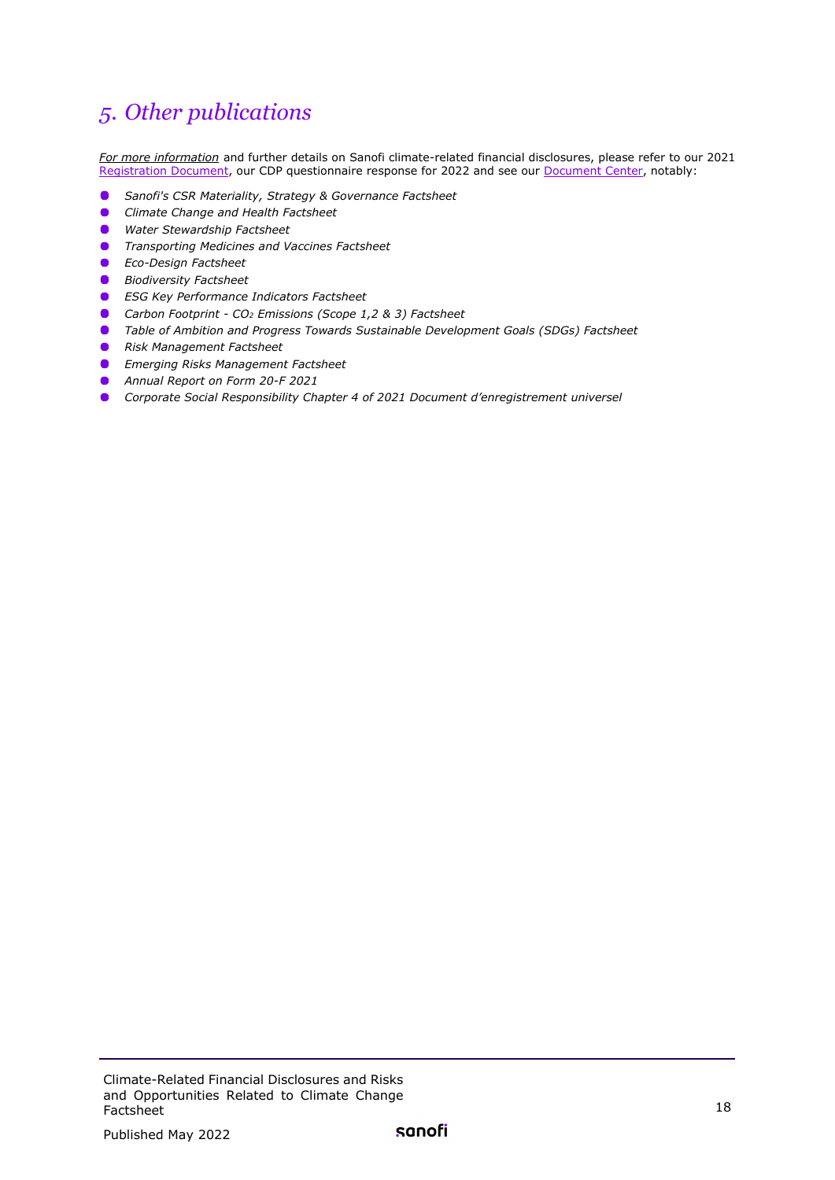# *5. Other publications*

*For more information* and further details on Sanofi climate-related financial disclosures, please refer to our 2021 Registration Document, our CDP questionnaire response for 2022 and see our Document Center, notably:

- *Sanofi's CSR Materiality, Strategy & Governance Factsheet*
- *Climate Change and Health Factsheet*
- *Water Stewardship Factsheet*
- *Transporting Medicines and Vaccines Factsheet*
- *Eco-Design Factsheet*
- *Biodiversity Factsheet*
- *ESG Key Performance Indicators Factsheet*
- *Carbon Footprint - $CO_2$ Emissions (Scope 1,2 & 3) Factsheet*
- *Table of Ambition and Progress Towards Sustainable Development Goals (SDGs) Factsheet*
- *Risk Management Factsheet*
- *Emerging Risks Management Factsheet*
- *Annual Report on Form 20-F 2021*
- *Corporate Social Responsibility Chapter 4 of 2021 Document d'enregistrement universel*